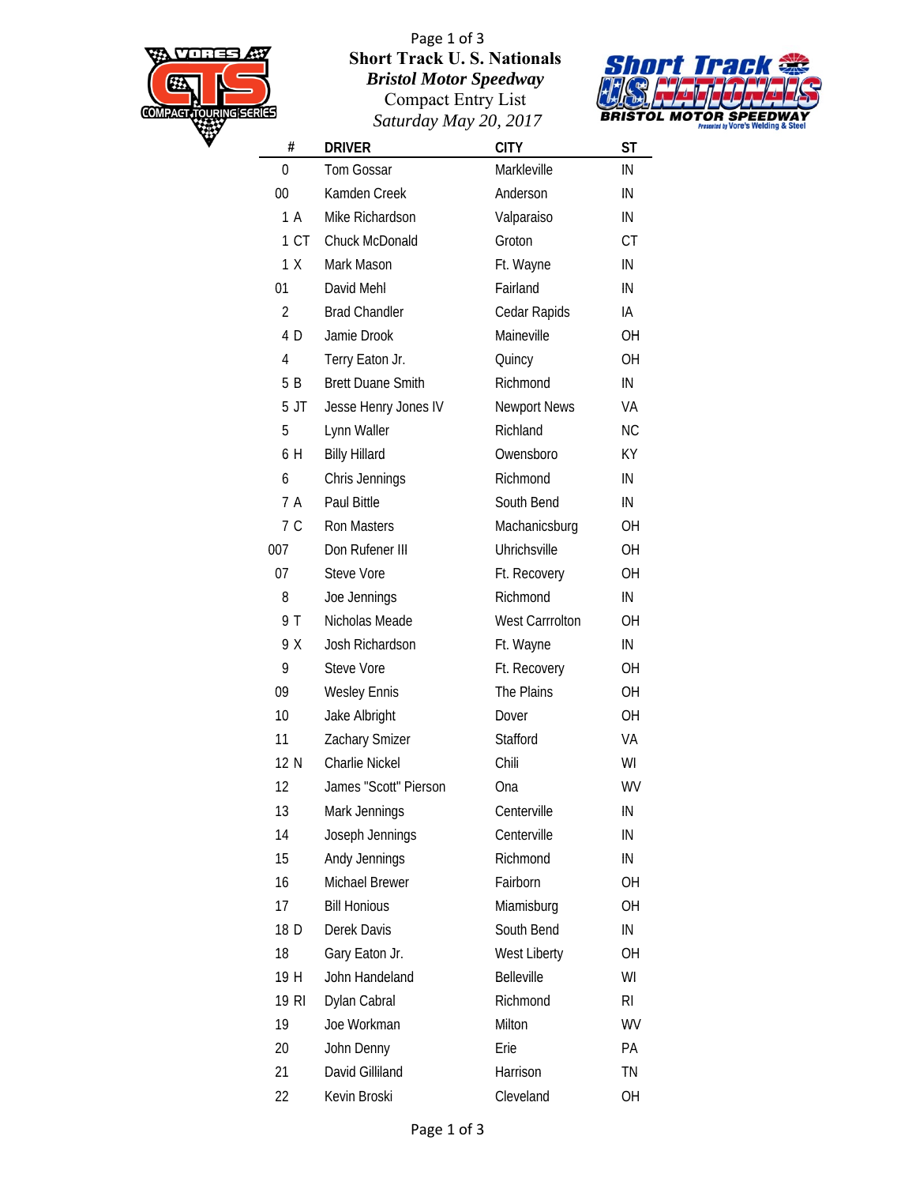# Short Track U. S. Nationals

***Bristol Motor Speedway***

Compact Entry List

*Saturday May 20, 2017*

| # | DRIVER | CITY | ST |
|---|---|---|---|
| 0 | Tom Gossar | Markleville | IN |
| 00 | Kamden Creek | Anderson | IN |
| 1 A | Mike Richardson | Valparaiso | IN |
| 1 CT | Chuck McDonald | Groton | CT |
| 1 X | Mark Mason | Ft. Wayne | IN |
| 01 | David Mehl | Fairland | IN |
| 2 | Brad Chandler | Cedar Rapids | IA |
| 4 D | Jamie Drook | Maineville | OH |
| 4 | Terry Eaton Jr. | Quincy | OH |
| 5 B | Brett Duane Smith | Richmond | IN |
| 5 JT | Jesse Henry Jones IV | Newport News | VA |
| 5 | Lynn Waller | Richland | NC |
| 6 H | Billy Hillard | Owensboro | KY |
| 6 | Chris Jennings | Richmond | IN |
| 7 A | Paul Bittle | South Bend | IN |
| 7 C | Ron Masters | Machanicsburg | OH |
| 007 | Don Rufener III | Uhrichsville | OH |
| 07 | Steve Vore | Ft. Recovery | OH |
| 8 | Joe Jennings | Richmond | IN |
| 9 T | Nicholas Meade | West Carrrolton | OH |
| 9 X | Josh Richardson | Ft. Wayne | IN |
| 9 | Steve Vore | Ft. Recovery | OH |
| 09 | Wesley Ennis | The Plains | OH |
| 10 | Jake Albright | Dover | OH |
| 11 | Zachary Smizer | Stafford | VA |
| 12 N | Charlie Nickel | Chili | WI |
| 12 | James "Scott" Pierson | Ona | WV |
| 13 | Mark Jennings | Centerville | IN |
| 14 | Joseph Jennings | Centerville | IN |
| 15 | Andy Jennings | Richmond | IN |
| 16 | Michael Brewer | Fairborn | OH |
| 17 | Bill Honious | Miamisburg | OH |
| 18 D | Derek Davis | South Bend | IN |
| 18 | Gary Eaton Jr. | West Liberty | OH |
| 19 H | John Handeland | Belleville | WI |
| 19 RI | Dylan Cabral | Richmond | RI |
| 19 | Joe Workman | Milton | WV |
| 20 | John Denny | Erie | PA |
| 21 | David Gilliland | Harrison | TN |
| 22 | Kevin Broski | Cleveland | OH |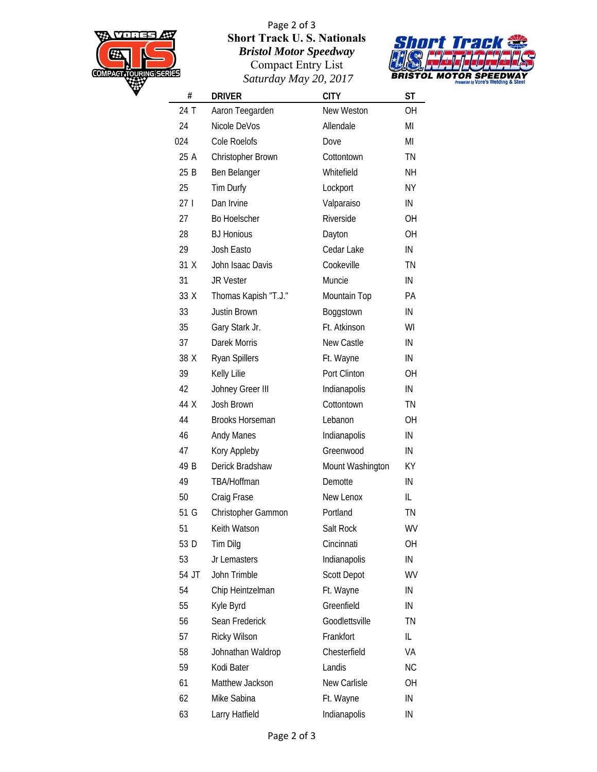**Short Track U. S. Nationals**

***Bristol Motor Speedway***

Compact Entry List

*Saturday May 20, 2017*

| # | DRIVER | CITY | ST |
|---|---|---|---|
| 24 T | Aaron Teegarden | New Weston | OH |
| 24 | Nicole DeVos | Allendale | MI |
| 024 | Cole Roelofs | Dove | MI |
| 25 A | Christopher Brown | Cottontown | TN |
| 25 B | Ben Belanger | Whitefield | NH |
| 25 | Tim Durfy | Lockport | NY |
| 27 I | Dan Irvine | Valparaiso | IN |
| 27 | Bo Hoelscher | Riverside | OH |
| 28 | BJ Honious | Dayton | OH |
| 29 | Josh Easto | Cedar Lake | IN |
| 31 X | John Isaac Davis | Cookeville | TN |
| 31 | JR Vester | Muncie | IN |
| 33 X | Thomas Kapish "T.J." | Mountain Top | PA |
| 33 | Justin Brown | Boggstown | IN |
| 35 | Gary Stark Jr. | Ft. Atkinson | WI |
| 37 | Darek Morris | New Castle | IN |
| 38 X | Ryan Spillers | Ft. Wayne | IN |
| 39 | Kelly Lilie | Port Clinton | OH |
| 42 | Johney Greer III | Indianapolis | IN |
| 44 X | Josh Brown | Cottontown | TN |
| 44 | Brooks Horseman | Lebanon | OH |
| 46 | Andy Manes | Indianapolis | IN |
| 47 | Kory Appleby | Greenwood | IN |
| 49 B | Derick Bradshaw | Mount Washington | KY |
| 49 | TBA/Hoffman | Demotte | IN |
| 50 | Craig Frase | New Lenox | IL |
| 51 G | Christopher Gammon | Portland | TN |
| 51 | Keith Watson | Salt Rock | WV |
| 53 D | Tim Dilg | Cincinnati | OH |
| 53 | Jr Lemasters | Indianapolis | IN |
| 54 JT | John Trimble | Scott Depot | WV |
| 54 | Chip Heintzelman | Ft. Wayne | IN |
| 55 | Kyle Byrd | Greenfield | IN |
| 56 | Sean Frederick | Goodlettsville | TN |
| 57 | Ricky Wilson | Frankfort | IL |
| 58 | Johnathan Waldrop | Chesterfield | VA |
| 59 | Kodi Bater | Landis | NC |
| 61 | Matthew Jackson | New Carlisle | OH |
| 62 | Mike Sabina | Ft. Wayne | IN |
| 63 | Larry Hatfield | Indianapolis | IN |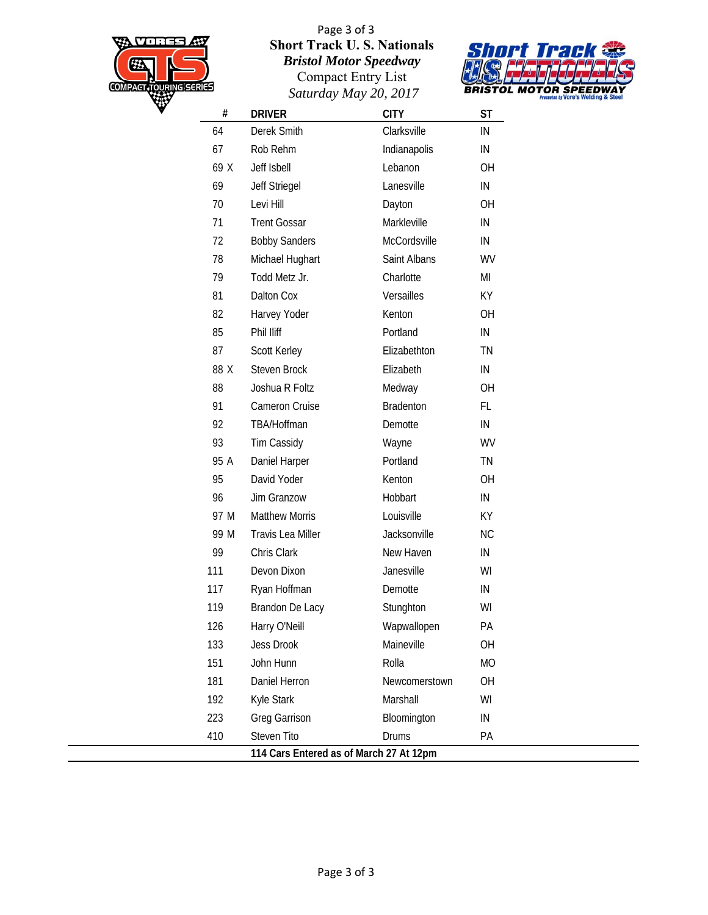Short Track U. S. Nationals

*Bristol Motor Speedway*

Compact Entry List

*Saturday May 20, 2017*

| # | DRIVER | CITY | ST |
|---|---|---|---|
| 64 | Derek Smith | Clarksville | IN |
| 67 | Rob Rehm | Indianapolis | IN |
| 69 X | Jeff Isbell | Lebanon | OH |
| 69 | Jeff Striegel | Lanesville | IN |
| 70 | Levi Hill | Dayton | OH |
| 71 | Trent Gossar | Markleville | IN |
| 72 | Bobby Sanders | McCordsville | IN |
| 78 | Michael Hughart | Saint Albans | WV |
| 79 | Todd Metz Jr. | Charlotte | MI |
| 81 | Dalton Cox | Versailles | KY |
| 82 | Harvey Yoder | Kenton | OH |
| 85 | Phil Iliff | Portland | IN |
| 87 | Scott Kerley | Elizabethton | TN |
| 88 X | Steven Brock | Elizabeth | IN |
| 88 | Joshua R Foltz | Medway | OH |
| 91 | Cameron Cruise | Bradenton | FL |
| 92 | TBA/Hoffman | Demotte | IN |
| 93 | Tim Cassidy | Wayne | WV |
| 95 A | Daniel Harper | Portland | TN |
| 95 | David Yoder | Kenton | OH |
| 96 | Jim Granzow | Hobbart | IN |
| 97 M | Matthew Morris | Louisville | KY |
| 99 M | Travis Lea Miller | Jacksonville | NC |
| 99 | Chris Clark | New Haven | IN |
| 111 | Devon Dixon | Janesville | WI |
| 117 | Ryan Hoffman | Demotte | IN |
| 119 | Brandon De Lacy | Stunghton | WI |
| 126 | Harry O'Neill | Wapwallopen | PA |
| 133 | Jess Drook | Maineville | OH |
| 151 | John Hunn | Rolla | MO |
| 181 | Daniel Herron | Newcomerstown | OH |
| 192 | Kyle Stark | Marshall | WI |
| 223 | Greg Garrison | Bloomington | IN |
| 410 | Steven Tito | Drums | PA |

**114 Cars Entered as of March 27 At 12pm**